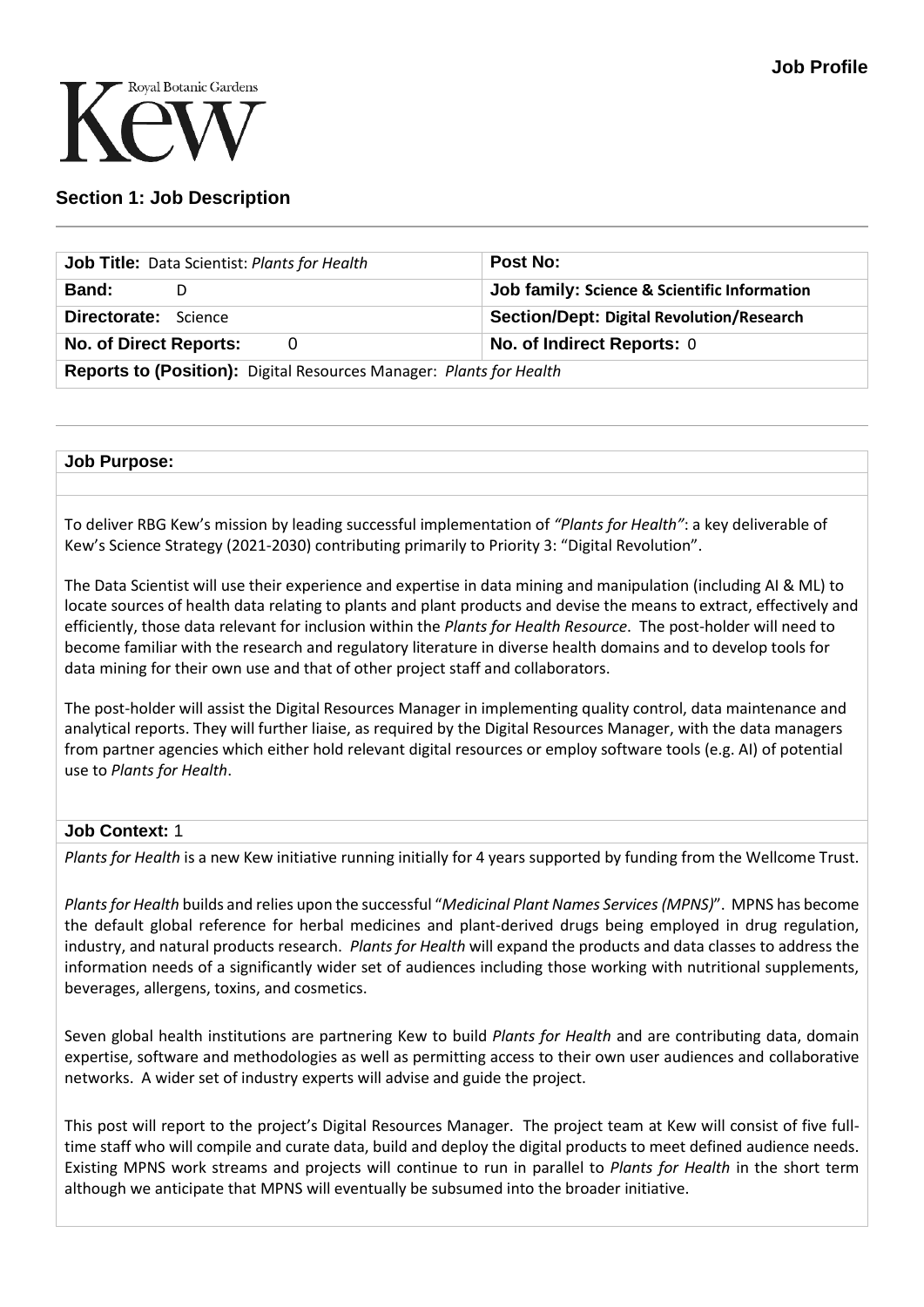Job Profile

Royal Botanic Gardens Kew

## Section 1: Job Description

| **Job Title:** Data Scientist: *Plants for Health* | **Post No:** |
|---|---|
| **Band:** D | **Job family:** Science & Scientific Information |
| **Directorate:** Science | **Section/Dept:** Digital Revolution/Research |
| **No. of Direct Reports:** 0 | **No. of Indirect Reports:** 0 |
| **Reports to (Position):** Digital Resources Manager: *Plants for Health* | |

### Job Purpose:

To deliver RBG Kew's mission by leading successful implementation of *"Plants for Health"*: a key deliverable of Kew's Science Strategy (2021-2030) contributing primarily to Priority 3: "Digital Revolution".

The Data Scientist will use their experience and expertise in data mining and manipulation (including AI & ML) to locate sources of health data relating to plants and plant products and devise the means to extract, effectively and efficiently, those data relevant for inclusion within the *Plants for Health Resource*. The post-holder will need to become familiar with the research and regulatory literature in diverse health domains and to develop tools for data mining for their own use and that of other project staff and collaborators.

The post-holder will assist the Digital Resources Manager in implementing quality control, data maintenance and analytical reports. They will further liaise, as required by the Digital Resources Manager, with the data managers from partner agencies which either hold relevant digital resources or employ software tools (e.g. AI) of potential use to *Plants for Health*.

### Job Context: 1

*Plants for Health* is a new Kew initiative running initially for 4 years supported by funding from the Wellcome Trust.

*Plants for Health* builds and relies upon the successful "*Medicinal Plant Names Services (MPNS)*". MPNS has become the default global reference for herbal medicines and plant-derived drugs being employed in drug regulation, industry, and natural products research. *Plants for Health* will expand the products and data classes to address the information needs of a significantly wider set of audiences including those working with nutritional supplements, beverages, allergens, toxins, and cosmetics.

Seven global health institutions are partnering Kew to build *Plants for Health* and are contributing data, domain expertise, software and methodologies as well as permitting access to their own user audiences and collaborative networks. A wider set of industry experts will advise and guide the project.

This post will report to the project's Digital Resources Manager. The project team at Kew will consist of five full-time staff who will compile and curate data, build and deploy the digital products to meet defined audience needs. Existing MPNS work streams and projects will continue to run in parallel to *Plants for Health* in the short term although we anticipate that MPNS will eventually be subsumed into the broader initiative.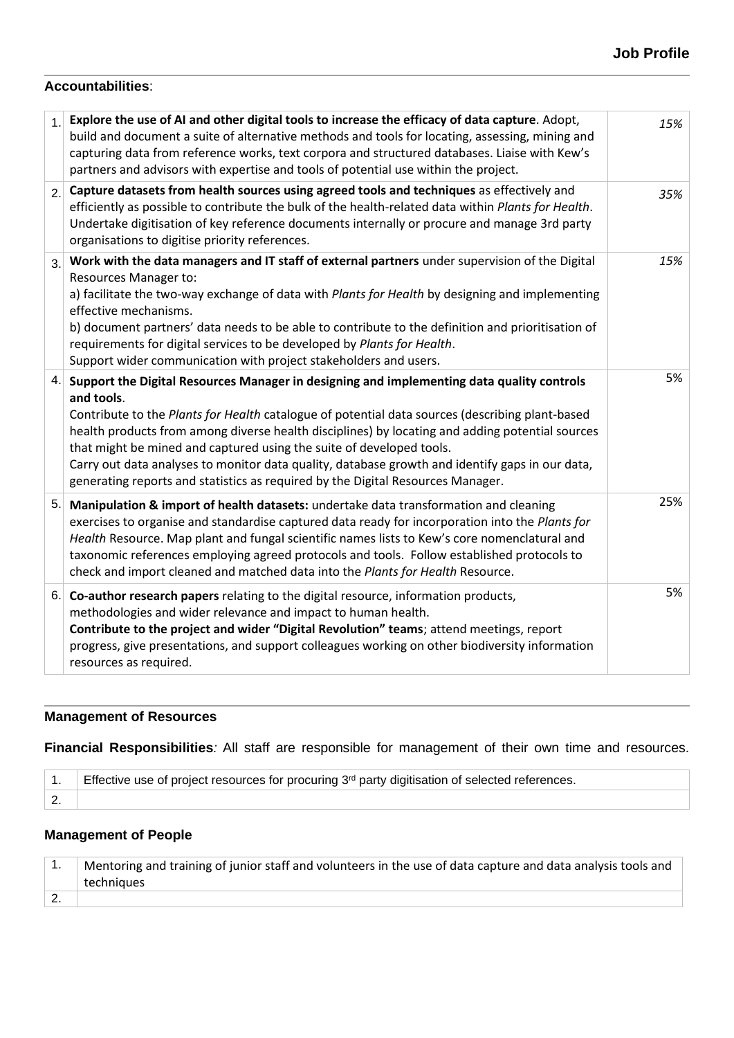**Accountabilities**:

| | | |
|---|---|---|
| 1. | **Explore the use of AI and other digital tools to increase the efficacy of data capture**. Adopt, build and document a suite of alternative methods and tools for locating, assessing, mining and capturing data from reference works, text corpora and structured databases. Liaise with Kew's partners and advisors with expertise and tools of potential use within the project. | *15%* |
| 2. | **Capture datasets from health sources using agreed tools and techniques** as effectively and efficiently as possible to contribute the bulk of the health-related data within *Plants for Health*. Undertake digitisation of key reference documents internally or procure and manage 3rd party organisations to digitise priority references. | *35%* |
| 3. | **Work with the data managers and IT staff of external partners** under supervision of the Digital Resources Manager to:<br>a) facilitate the two-way exchange of data with *Plants for Health* by designing and implementing effective mechanisms.<br>b) document partners' data needs to be able to contribute to the definition and prioritisation of requirements for digital services to be developed by *Plants for Health*.<br>Support wider communication with project stakeholders and users. | *15%* |
| 4. | **Support the Digital Resources Manager in designing and implementing data quality controls and tools**.<br>Contribute to the *Plants for Health* catalogue of potential data sources (describing plant-based health products from among diverse health disciplines) by locating and adding potential sources that might be mined and captured using the suite of developed tools.<br>Carry out data analyses to monitor data quality, database growth and identify gaps in our data, generating reports and statistics as required by the Digital Resources Manager. | 5% |
| 5. | **Manipulation & import of health datasets:** undertake data transformation and cleaning exercises to organise and standardise captured data ready for incorporation into the *Plants for Health* Resource. Map plant and fungal scientific names lists to Kew's core nomenclatural and taxonomic references employing agreed protocols and tools. Follow established protocols to check and import cleaned and matched data into the *Plants for Health* Resource. | 25% |
| 6. | **Co-author research papers** relating to the digital resource, information products, methodologies and wider relevance and impact to human health.<br>**Contribute to the project and wider "Digital Revolution" teams**; attend meetings, report progress, give presentations, and support colleagues working on other biodiversity information resources as required. | 5% |

**Management of Resources**

**Financial Responsibilities***:* All staff are responsible for management of their own time and resources.

| | |
|---|---|
| 1. | Effective use of project resources for procuring 3rd party digitisation of selected references. |
| 2. | |

**Management of People**

| | |
|---|---|
| 1. | Mentoring and training of junior staff and volunteers in the use of data capture and data analysis tools and techniques |
| 2. | |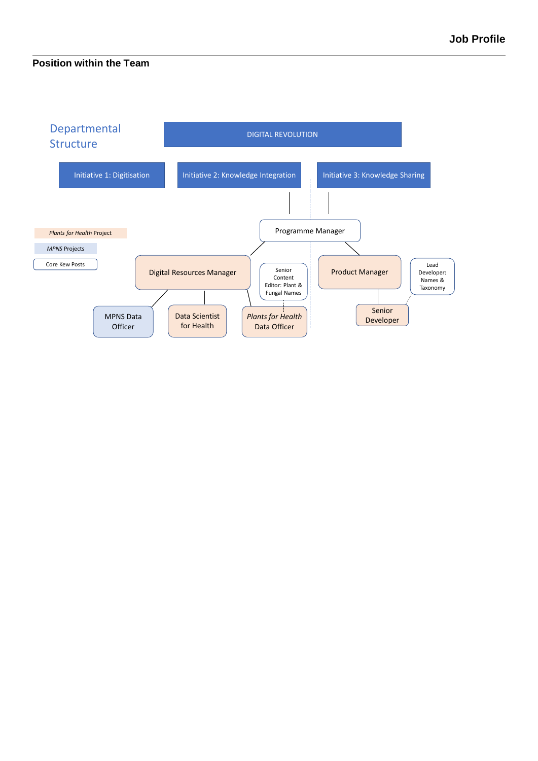## Position within the Team

Departmental Structure

DIGITAL REVOLUTION

Initiative 1: Digitisation

Initiative 2: Knowledge Integration

Initiative 3: Knowledge Sharing

*Plants for Health* Project

*MPNS* Projects

Core Kew Posts

Programme Manager

Digital Resources Manager

Senior Content Editor: Plant & Fungal Names

Product Manager

Lead Developer: Names & Taxonomy

MPNS Data Officer

Data Scientist for Health

*Plants for Health* Data Officer

Senior Developer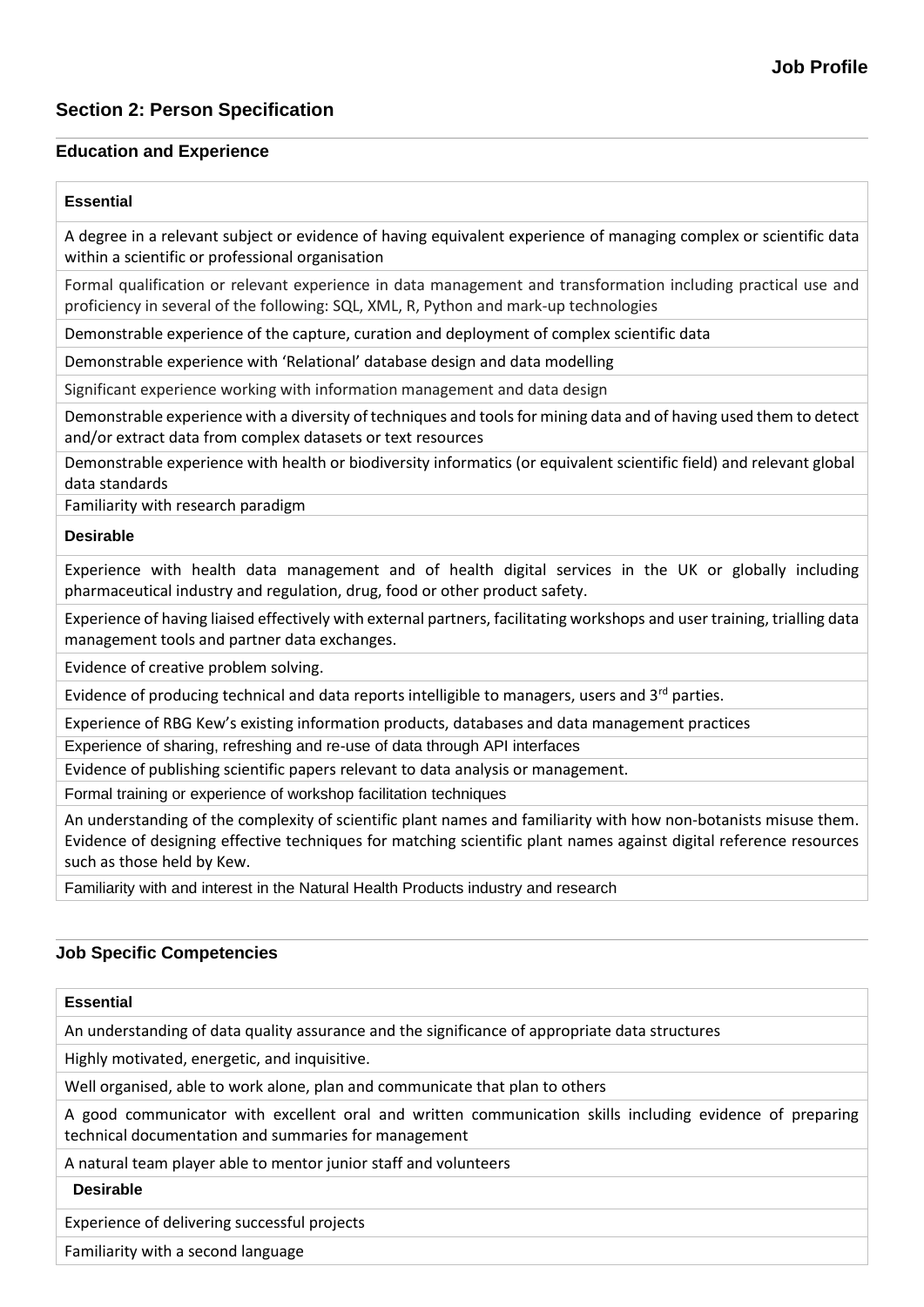## Section 2: Person Specification

### Education and Experience

| Essential |
|---|
| A degree in a relevant subject or evidence of having equivalent experience of managing complex or scientific data within a scientific or professional organisation |
| Formal qualification or relevant experience in data management and transformation including practical use and proficiency in several of the following: SQL, XML, R, Python and mark-up technologies |
| Demonstrable experience of the capture, curation and deployment of complex scientific data |
| Demonstrable experience with 'Relational' database design and data modelling |
| Significant experience working with information management and data design |
| Demonstrable experience with a diversity of techniques and tools for mining data and of having used them to detect and/or extract data from complex datasets or text resources |
| Demonstrable experience with health or biodiversity informatics (or equivalent scientific field) and relevant global data standards |
| Familiarity with research paradigm |
| **Desirable** |
| Experience with health data management and of health digital services in the UK or globally including pharmaceutical industry and regulation, drug, food or other product safety. |
| Experience of having liaised effectively with external partners, facilitating workshops and user training, trialling data management tools and partner data exchanges. |
| Evidence of creative problem solving. |
| Evidence of producing technical and data reports intelligible to managers, users and 3rd parties. |
| Experience of RBG Kew's existing information products, databases and data management practices |
| Experience of sharing, refreshing and re-use of data through API interfaces |
| Evidence of publishing scientific papers relevant to data analysis or management. |
| Formal training or experience of workshop facilitation techniques |
| An understanding of the complexity of scientific plant names and familiarity with how non-botanists misuse them. Evidence of designing effective techniques for matching scientific plant names against digital reference resources such as those held by Kew. |
| Familiarity with and interest in the Natural Health Products industry and research |

### Job Specific Competencies

| Essential |
|---|
| An understanding of data quality assurance and the significance of appropriate data structures |
| Highly motivated, energetic, and inquisitive. |
| Well organised, able to work alone, plan and communicate that plan to others |
| A good communicator with excellent oral and written communication skills including evidence of preparing technical documentation and summaries for management |
| A natural team player able to mentor junior staff and volunteers |
| **Desirable** |
| Experience of delivering successful projects |
| Familiarity with a second language |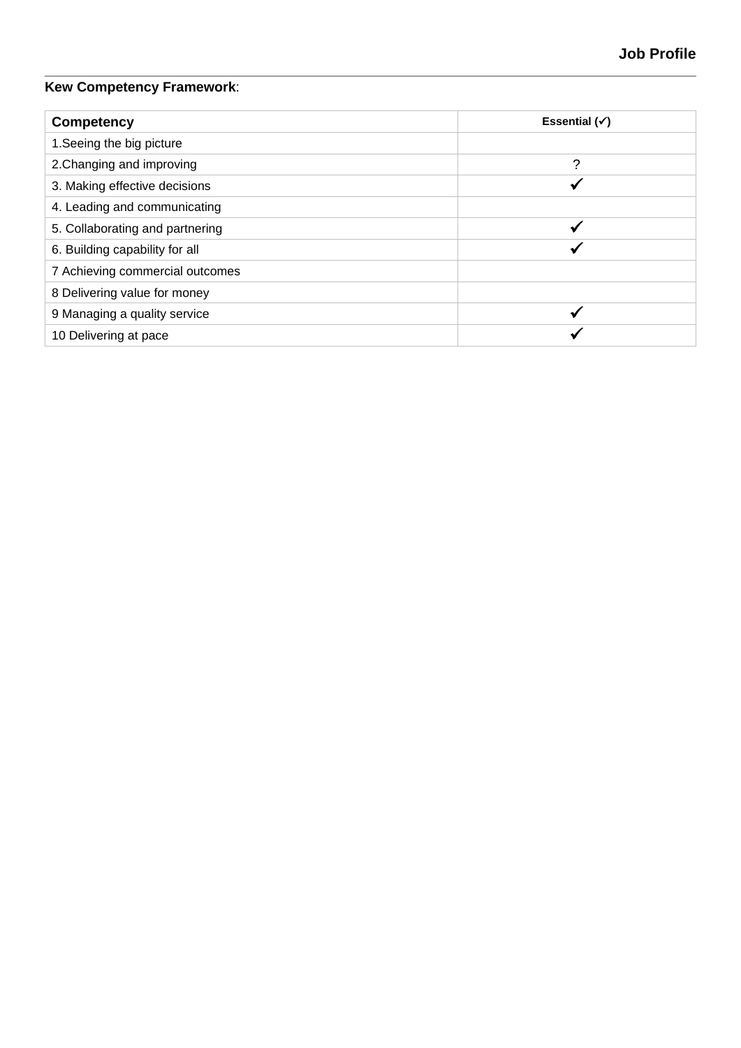**Kew Competency Framework**:

| Competency | Essential (✓) |
|---|---|
| 1.Seeing the big picture | |
| 2.Changing and improving | ? |
| 3. Making effective decisions | ✓ |
| 4. Leading and communicating | |
| 5. Collaborating and partnering | ✓ |
| 6. Building capability for all | ✓ |
| 7 Achieving commercial outcomes | |
| 8 Delivering value for money | |
| 9 Managing a quality service | ✓ |
| 10 Delivering at pace | ✓ |